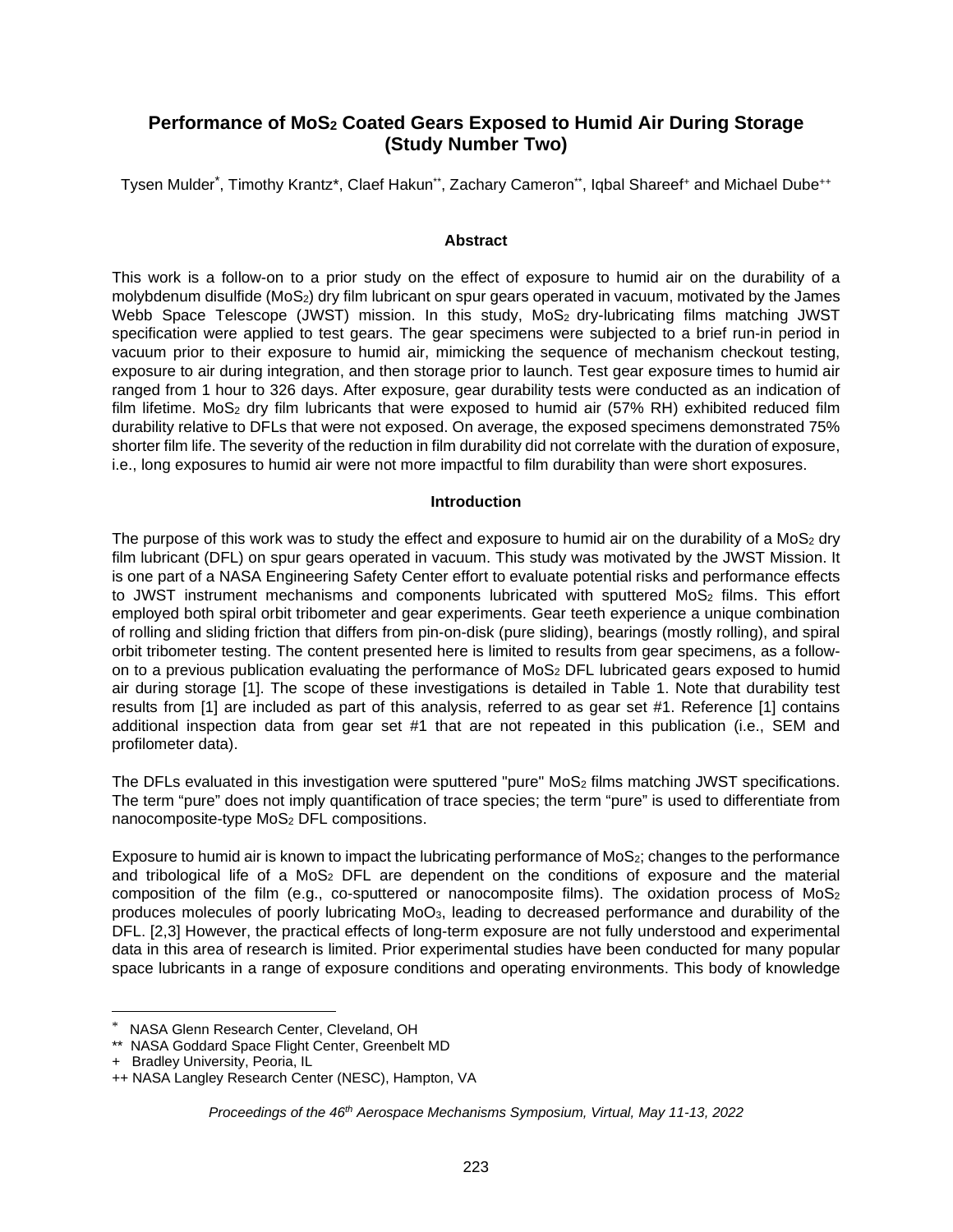# Performance of $MoS_2$ Coated Gears Exposed to Humid Air During Storage (Study Number Two)

Tysen Mulder[*], Timothy Krantz[*], Claef Hakun[**], Zachary Cameron[**], Iqbal Shareef[+] and Michael Dube[++]

## Abstract

This work is a follow-on to a prior study on the effect of exposure to humid air on the durability of a molybdenum disulfide ($MoS_2$) dry film lubricant on spur gears operated in vacuum, motivated by the James Webb Space Telescope (JWST) mission. In this study, $MoS_2$ dry-lubricating films matching JWST specification were applied to test gears. The gear specimens were subjected to a brief run-in period in vacuum prior to their exposure to humid air, mimicking the sequence of mechanism checkout testing, exposure to air during integration, and then storage prior to launch. Test gear exposure times to humid air ranged from 1 hour to 326 days. After exposure, gear durability tests were conducted as an indication of film lifetime. $MoS_2$ dry film lubricants that were exposed to humid air (57% RH) exhibited reduced film durability relative to DFLs that were not exposed. On average, the exposed specimens demonstrated 75% shorter film life. The severity of the reduction in film durability did not correlate with the duration of exposure, i.e., long exposures to humid air were not more impactful to film durability than were short exposures.

## Introduction

The purpose of this work was to study the effect and exposure to humid air on the durability of a $MoS_2$ dry film lubricant (DFL) on spur gears operated in vacuum. This study was motivated by the JWST Mission. It is one part of a NASA Engineering Safety Center effort to evaluate potential risks and performance effects to JWST instrument mechanisms and components lubricated with sputtered $MoS_2$ films. This effort employed both spiral orbit tribometer and gear experiments. Gear teeth experience a unique combination of rolling and sliding friction that differs from pin-on-disk (pure sliding), bearings (mostly rolling), and spiral orbit tribometer testing. The content presented here is limited to results from gear specimens, as a follow-on to a previous publication evaluating the performance of $MoS_2$ DFL lubricated gears exposed to humid air during storage [1]. The scope of these investigations is detailed in Table 1. Note that durability test results from [1] are included as part of this analysis, referred to as gear set #1. Reference [1] contains additional inspection data from gear set #1 that are not repeated in this publication (i.e., SEM and profilometer data).

The DFLs evaluated in this investigation were sputtered "pure" $MoS_2$ films matching JWST specifications. The term "pure" does not imply quantification of trace species; the term "pure" is used to differentiate from nanocomposite-type $MoS_2$ DFL compositions.

Exposure to humid air is known to impact the lubricating performance of $MoS_2$; changes to the performance and tribological life of a $MoS_2$ DFL are dependent on the conditions of exposure and the material composition of the film (e.g., co-sputtered or nanocomposite films). The oxidation process of $MoS_2$ produces molecules of poorly lubricating $MoO_3$, leading to decreased performance and durability of the DFL. [2,3] However, the practical effects of long-term exposure are not fully understood and experimental data in this area of research is limited. Prior experimental studies have been conducted for many popular space lubricants in a range of exposure conditions and operating environments. This body of knowledge

---

[*] NASA Glenn Research Center, Cleveland, OH
[**] NASA Goddard Space Flight Center, Greenbelt MD
[+] Bradley University, Peoria, IL
[++] NASA Langley Research Center (NESC), Hampton, VA

*Proceedings of the 46th Aerospace Mechanisms Symposium, Virtual, May 11-13, 2022*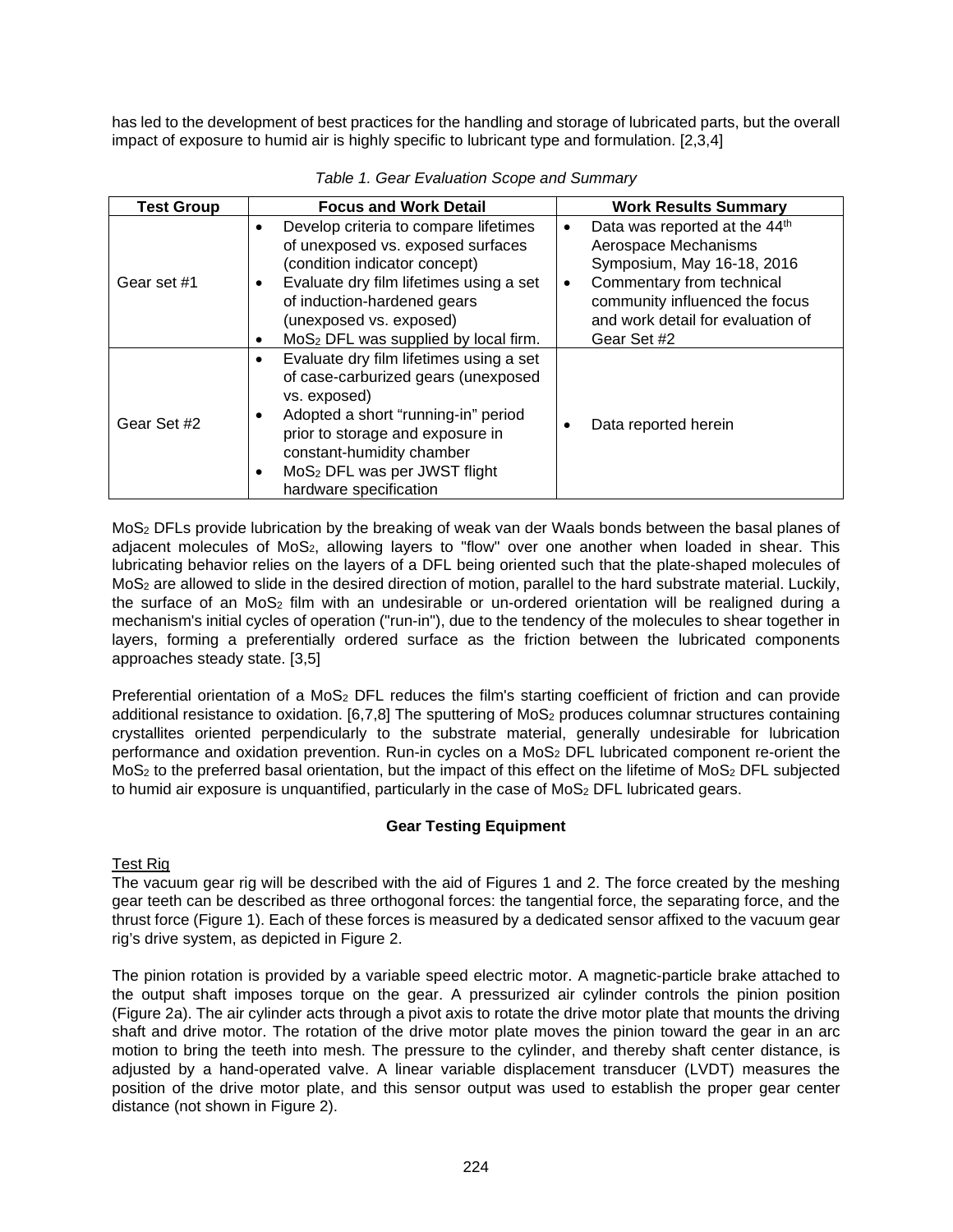has led to the development of best practices for the handling and storage of lubricated parts, but the overall impact of exposure to humid air is highly specific to lubricant type and formulation. [2,3,4]

*Table 1. Gear Evaluation Scope and Summary*

| Test Group | Focus and Work Detail | Work Results Summary |
|---|---|---|
| Gear set #1 | • Develop criteria to compare lifetimes of unexposed vs. exposed surfaces (condition indicator concept)<br>• Evaluate dry film lifetimes using a set of induction-hardened gears (unexposed vs. exposed)<br>• $MoS_2$ DFL was supplied by local firm. | • Data was reported at the 44th Aerospace Mechanisms Symposium, May 16-18, 2016<br>• Commentary from technical community influenced the focus and work detail for evaluation of Gear Set #2 |
| Gear Set #2 | • Evaluate dry film lifetimes using a set of case-carburized gears (unexposed vs. exposed)<br>• Adopted a short "running-in" period prior to storage and exposure in constant-humidity chamber<br>• $MoS_2$ DFL was per JWST flight hardware specification | • Data reported herein |

$MoS_2$ DFLs provide lubrication by the breaking of weak van der Waals bonds between the basal planes of adjacent molecules of $MoS_2$, allowing layers to "flow" over one another when loaded in shear. This lubricating behavior relies on the layers of a DFL being oriented such that the plate-shaped molecules of $MoS_2$ are allowed to slide in the desired direction of motion, parallel to the hard substrate material. Luckily, the surface of an $MoS_2$ film with an undesirable or un-ordered orientation will be realigned during a mechanism's initial cycles of operation ("run-in"), due to the tendency of the molecules to shear together in layers, forming a preferentially ordered surface as the friction between the lubricated components approaches steady state. [3,5]

Preferential orientation of a $MoS_2$ DFL reduces the film's starting coefficient of friction and can provide additional resistance to oxidation. [6,7,8] The sputtering of $MoS_2$ produces columnar structures containing crystallites oriented perpendicularly to the substrate material, generally undesirable for lubrication performance and oxidation prevention. Run-in cycles on a $MoS_2$ DFL lubricated component re-orient the $MoS_2$ to the preferred basal orientation, but the impact of this effect on the lifetime of $MoS_2$ DFL subjected to humid air exposure is unquantified, particularly in the case of $MoS_2$ DFL lubricated gears.

## Gear Testing Equipment

### Test Rig

The vacuum gear rig will be described with the aid of Figures 1 and 2. The force created by the meshing gear teeth can be described as three orthogonal forces: the tangential force, the separating force, and the thrust force (Figure 1). Each of these forces is measured by a dedicated sensor affixed to the vacuum gear rig's drive system, as depicted in Figure 2.

The pinion rotation is provided by a variable speed electric motor. A magnetic-particle brake attached to the output shaft imposes torque on the gear. A pressurized air cylinder controls the pinion position (Figure 2a). The air cylinder acts through a pivot axis to rotate the drive motor plate that mounts the driving shaft and drive motor. The rotation of the drive motor plate moves the pinion toward the gear in an arc motion to bring the teeth into mesh. The pressure to the cylinder, and thereby shaft center distance, is adjusted by a hand-operated valve. A linear variable displacement transducer (LVDT) measures the position of the drive motor plate, and this sensor output was used to establish the proper gear center distance (not shown in Figure 2).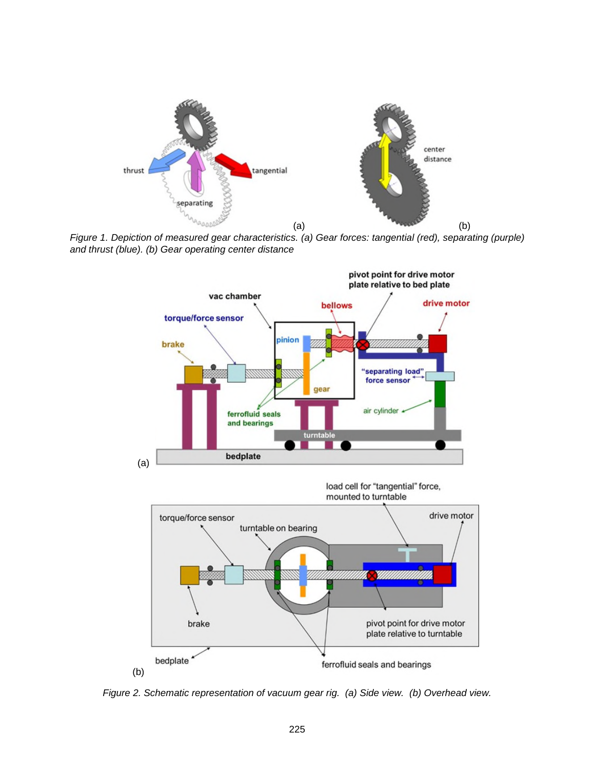Figure 1. Depiction of measured gear characteristics. (a) Gear forces: tangential (red), separating (purple) and thrust (blue). (b) Gear operating center distance

Figure 2. Schematic representation of vacuum gear rig. (a) Side view. (b) Overhead view.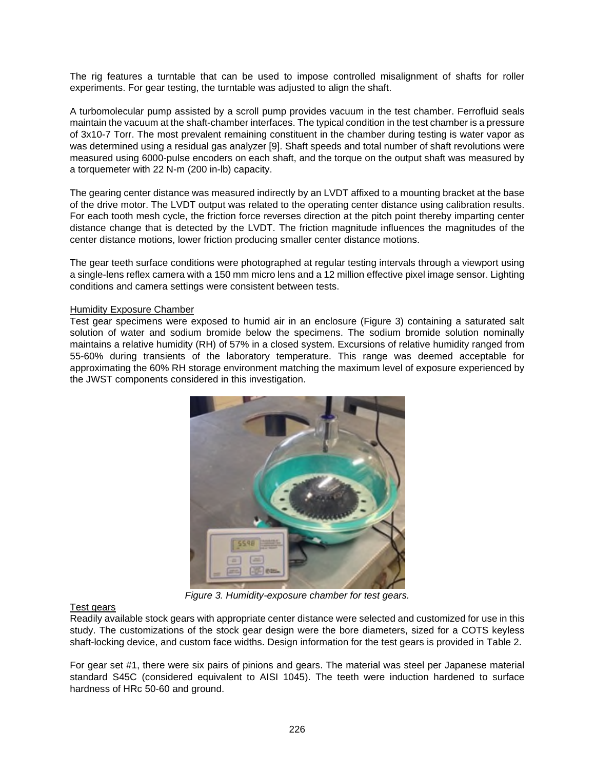The rig features a turntable that can be used to impose controlled misalignment of shafts for roller experiments. For gear testing, the turntable was adjusted to align the shaft.

A turbomolecular pump assisted by a scroll pump provides vacuum in the test chamber. Ferrofluid seals maintain the vacuum at the shaft-chamber interfaces. The typical condition in the test chamber is a pressure of $3 \times 10^{-7}$ Torr. The most prevalent remaining constituent in the chamber during testing is water vapor as was determined using a residual gas analyzer [9]. Shaft speeds and total number of shaft revolutions were measured using 6000-pulse encoders on each shaft, and the torque on the output shaft was measured by a torquemeter with 22 N-m (200 in-lb) capacity.

The gearing center distance was measured indirectly by an LVDT affixed to a mounting bracket at the base of the drive motor. The LVDT output was related to the operating center distance using calibration results. For each tooth mesh cycle, the friction force reverses direction at the pitch point thereby imparting center distance change that is detected by the LVDT. The friction magnitude influences the magnitudes of the center distance motions, lower friction producing smaller center distance motions.

The gear teeth surface conditions were photographed at regular testing intervals through a viewport using a single-lens reflex camera with a 150 mm micro lens and a 12 million effective pixel image sensor. Lighting conditions and camera settings were consistent between tests.

Humidity Exposure Chamber

Test gear specimens were exposed to humid air in an enclosure (Figure 3) containing a saturated salt solution of water and sodium bromide below the specimens. The sodium bromide solution nominally maintains a relative humidity (RH) of 57% in a closed system. Excursions of relative humidity ranged from 55-60% during transients of the laboratory temperature. This range was deemed acceptable for approximating the 60% RH storage environment matching the maximum level of exposure experienced by the JWST components considered in this investigation.

*Figure 3. Humidity-exposure chamber for test gears.*

Test gears

Readily available stock gears with appropriate center distance were selected and customized for use in this study. The customizations of the stock gear design were the bore diameters, sized for a COTS keyless shaft-locking device, and custom face widths. Design information for the test gears is provided in Table 2.

For gear set #1, there were six pairs of pinions and gears. The material was steel per Japanese material standard S45C (considered equivalent to AISI 1045). The teeth were induction hardened to surface hardness of HRc 50-60 and ground.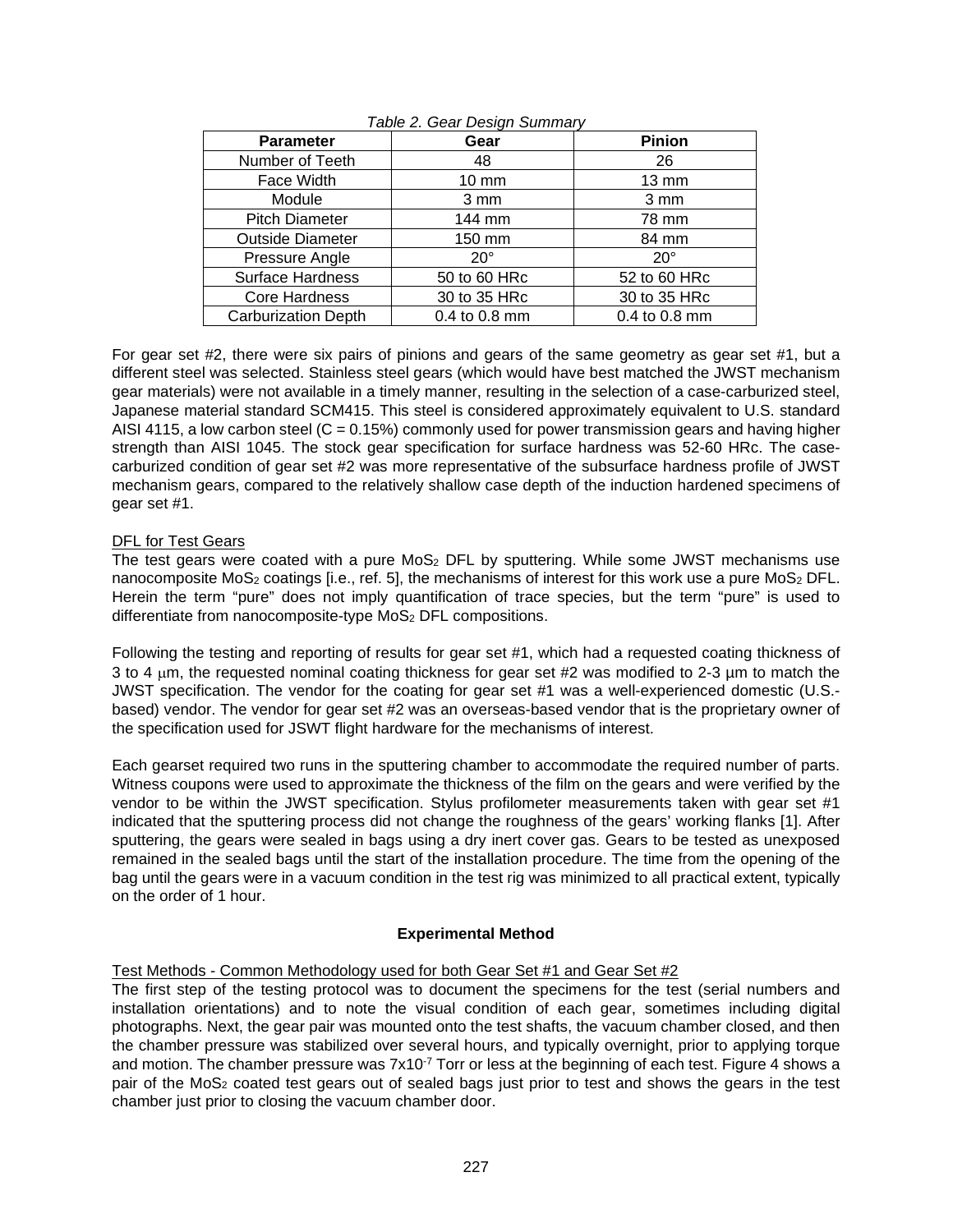*Table 2. Gear Design Summary*

| Parameter | Gear | Pinion |
|---|---|---|
| Number of Teeth | 48 | 26 |
| Face Width | 10 mm | 13 mm |
| Module | 3 mm | 3 mm |
| Pitch Diameter | 144 mm | 78 mm |
| Outside Diameter | 150 mm | 84 mm |
| Pressure Angle | 20° | 20° |
| Surface Hardness | 50 to 60 HRc | 52 to 60 HRc |
| Core Hardness | 30 to 35 HRc | 30 to 35 HRc |
| Carburization Depth | 0.4 to 0.8 mm | 0.4 to 0.8 mm |

For gear set #2, there were six pairs of pinions and gears of the same geometry as gear set #1, but a different steel was selected. Stainless steel gears (which would have best matched the JWST mechanism gear materials) were not available in a timely manner, resulting in the selection of a case-carburized steel, Japanese material standard SCM415. This steel is considered approximately equivalent to U.S. standard AISI 4115, a low carbon steel (C = 0.15%) commonly used for power transmission gears and having higher strength than AISI 1045. The stock gear specification for surface hardness was 52-60 HRc. The case-carburized condition of gear set #2 was more representative of the subsurface hardness profile of JWST mechanism gears, compared to the relatively shallow case depth of the induction hardened specimens of gear set #1.

DFL for Test Gears

The test gears were coated with a pure $MoS_2$ DFL by sputtering. While some JWST mechanisms use nanocomposite $MoS_2$ coatings [i.e., ref. 5], the mechanisms of interest for this work use a pure $MoS_2$ DFL. Herein the term "pure" does not imply quantification of trace species, but the term "pure" is used to differentiate from nanocomposite-type $MoS_2$ DFL compositions.

Following the testing and reporting of results for gear set #1, which had a requested coating thickness of 3 to 4 μm, the requested nominal coating thickness for gear set #2 was modified to 2-3 μm to match the JWST specification. The vendor for the coating for gear set #1 was a well-experienced domestic (U.S.-based) vendor. The vendor for gear set #2 was an overseas-based vendor that is the proprietary owner of the specification used for JSWT flight hardware for the mechanisms of interest.

Each gearset required two runs in the sputtering chamber to accommodate the required number of parts. Witness coupons were used to approximate the thickness of the film on the gears and were verified by the vendor to be within the JWST specification. Stylus profilometer measurements taken with gear set #1 indicated that the sputtering process did not change the roughness of the gears' working flanks [1]. After sputtering, the gears were sealed in bags using a dry inert cover gas. Gears to be tested as unexposed remained in the sealed bags until the start of the installation procedure. The time from the opening of the bag until the gears were in a vacuum condition in the test rig was minimized to all practical extent, typically on the order of 1 hour.

## Experimental Method

Test Methods - Common Methodology used for both Gear Set #1 and Gear Set #2

The first step of the testing protocol was to document the specimens for the test (serial numbers and installation orientations) and to note the visual condition of each gear, sometimes including digital photographs. Next, the gear pair was mounted onto the test shafts, the vacuum chamber closed, and then the chamber pressure was stabilized over several hours, and typically overnight, prior to applying torque and motion. The chamber pressure was $7x10^{-7}$ Torr or less at the beginning of each test. Figure 4 shows a pair of the $MoS_2$ coated test gears out of sealed bags just prior to test and shows the gears in the test chamber just prior to closing the vacuum chamber door.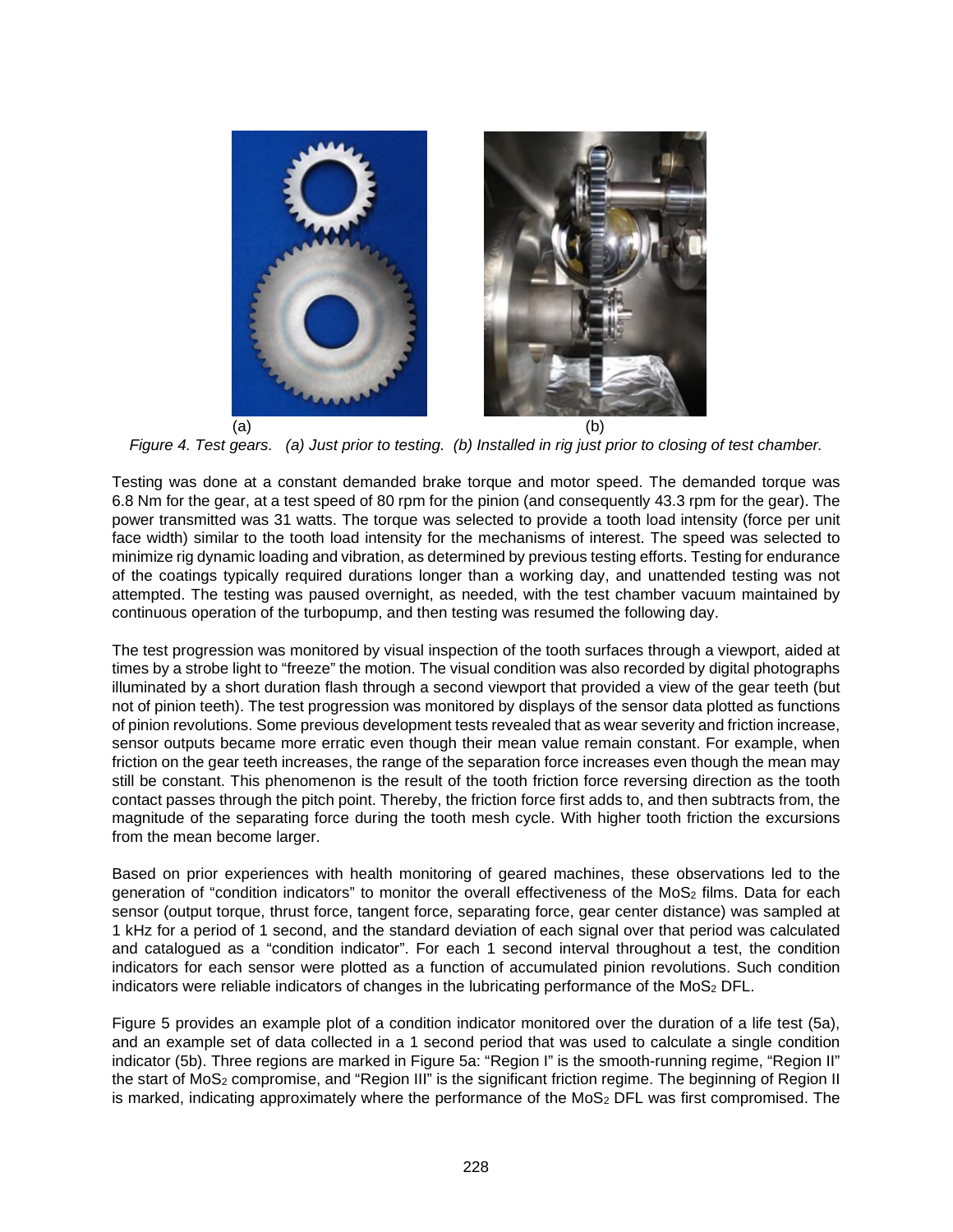(a) (b)

*Figure 4. Test gears. (a) Just prior to testing. (b) Installed in rig just prior to closing of test chamber.*

Testing was done at a constant demanded brake torque and motor speed. The demanded torque was 6.8 Nm for the gear, at a test speed of 80 rpm for the pinion (and consequently 43.3 rpm for the gear). The power transmitted was 31 watts. The torque was selected to provide a tooth load intensity (force per unit face width) similar to the tooth load intensity for the mechanisms of interest. The speed was selected to minimize rig dynamic loading and vibration, as determined by previous testing efforts. Testing for endurance of the coatings typically required durations longer than a working day, and unattended testing was not attempted. The testing was paused overnight, as needed, with the test chamber vacuum maintained by continuous operation of the turbopump, and then testing was resumed the following day.

The test progression was monitored by visual inspection of the tooth surfaces through a viewport, aided at times by a strobe light to "freeze" the motion. The visual condition was also recorded by digital photographs illuminated by a short duration flash through a second viewport that provided a view of the gear teeth (but not of pinion teeth). The test progression was monitored by displays of the sensor data plotted as functions of pinion revolutions. Some previous development tests revealed that as wear severity and friction increase, sensor outputs became more erratic even though their mean value remain constant. For example, when friction on the gear teeth increases, the range of the separation force increases even though the mean may still be constant. This phenomenon is the result of the tooth friction force reversing direction as the tooth contact passes through the pitch point. Thereby, the friction force first adds to, and then subtracts from, the magnitude of the separating force during the tooth mesh cycle. With higher tooth friction the excursions from the mean become larger.

Based on prior experiences with health monitoring of geared machines, these observations led to the generation of "condition indicators" to monitor the overall effectiveness of the $MoS_2$ films. Data for each sensor (output torque, thrust force, tangent force, separating force, gear center distance) was sampled at 1 kHz for a period of 1 second, and the standard deviation of each signal over that period was calculated and catalogued as a "condition indicator". For each 1 second interval throughout a test, the condition indicators for each sensor were plotted as a function of accumulated pinion revolutions. Such condition indicators were reliable indicators of changes in the lubricating performance of the $MoS_2$ DFL.

Figure 5 provides an example plot of a condition indicator monitored over the duration of a life test (5a), and an example set of data collected in a 1 second period that was used to calculate a single condition indicator (5b). Three regions are marked in Figure 5a: "Region I" is the smooth-running regime, "Region II" the start of $MoS_2$ compromise, and "Region III" is the significant friction regime. The beginning of Region II is marked, indicating approximately where the performance of the $MoS_2$ DFL was first compromised. The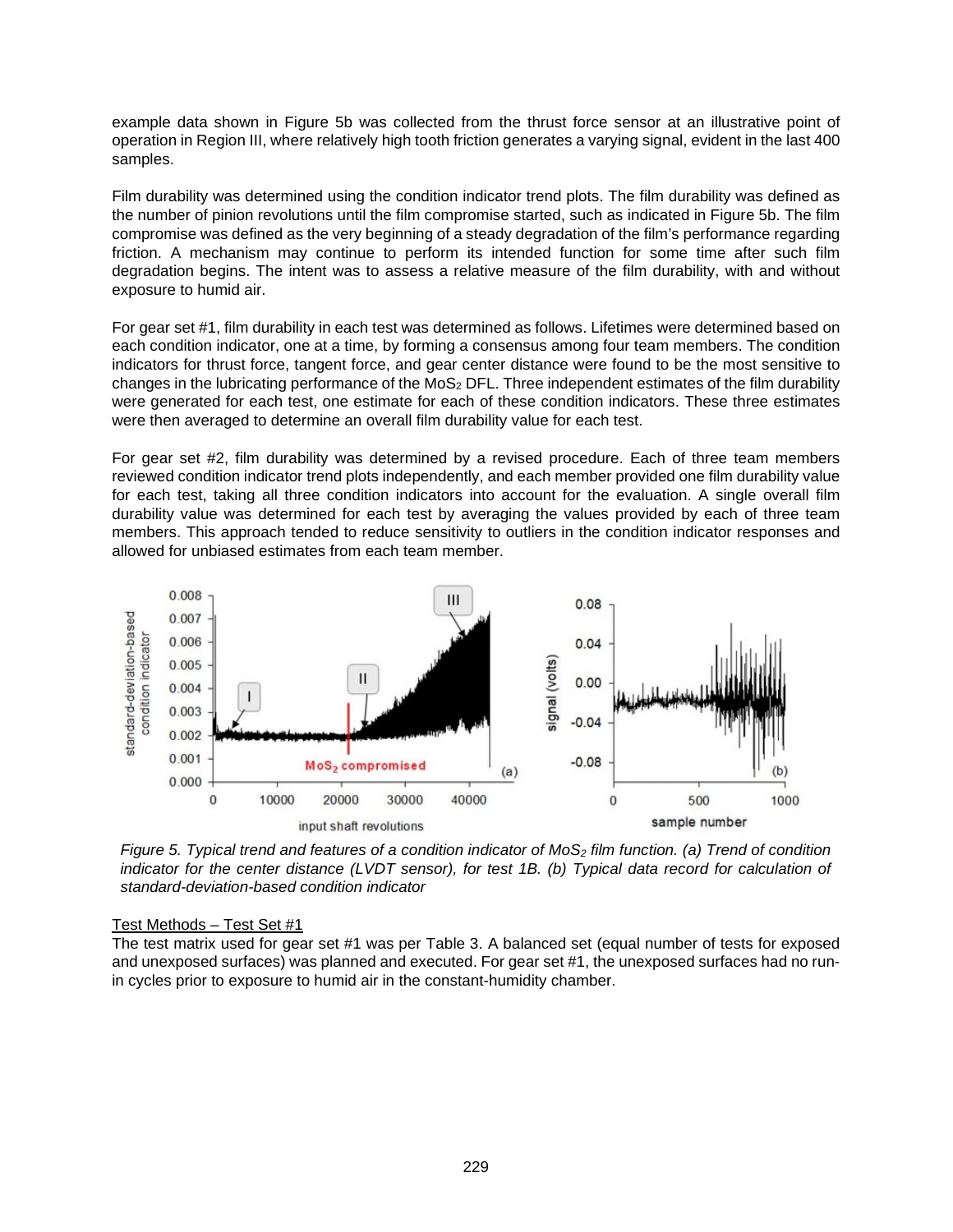example data shown in Figure 5b was collected from the thrust force sensor at an illustrative point of operation in Region III, where relatively high tooth friction generates a varying signal, evident in the last 400 samples.

Film durability was determined using the condition indicator trend plots. The film durability was defined as the number of pinion revolutions until the film compromise started, such as indicated in Figure 5b. The film compromise was defined as the very beginning of a steady degradation of the film's performance regarding friction. A mechanism may continue to perform its intended function for some time after such film degradation begins. The intent was to assess a relative measure of the film durability, with and without exposure to humid air.

For gear set #1, film durability in each test was determined as follows. Lifetimes were determined based on each condition indicator, one at a time, by forming a consensus among four team members. The condition indicators for thrust force, tangent force, and gear center distance were found to be the most sensitive to changes in the lubricating performance of the $MoS_2$ DFL. Three independent estimates of the film durability were generated for each test, one estimate for each of these condition indicators. These three estimates were then averaged to determine an overall film durability value for each test.

For gear set #2, film durability was determined by a revised procedure. Each of three team members reviewed condition indicator trend plots independently, and each member provided one film durability value for each test, taking all three condition indicators into account for the evaluation. A single overall film durability value was determined for each test by averaging the values provided by each of three team members. This approach tended to reduce sensitivity to outliers in the condition indicator responses and allowed for unbiased estimates from each team member.

*Figure 5. Typical trend and features of a condition indicator of $MoS_2$ film function. (a) Trend of condition indicator for the center distance (LVDT sensor), for test 1B. (b) Typical data record for calculation of standard-deviation-based condition indicator*

<u>Test Methods – Test Set #1</u>

The test matrix used for gear set #1 was per Table 3. A balanced set (equal number of tests for exposed and unexposed surfaces) was planned and executed. For gear set #1, the unexposed surfaces had no run-in cycles prior to exposure to humid air in the constant-humidity chamber.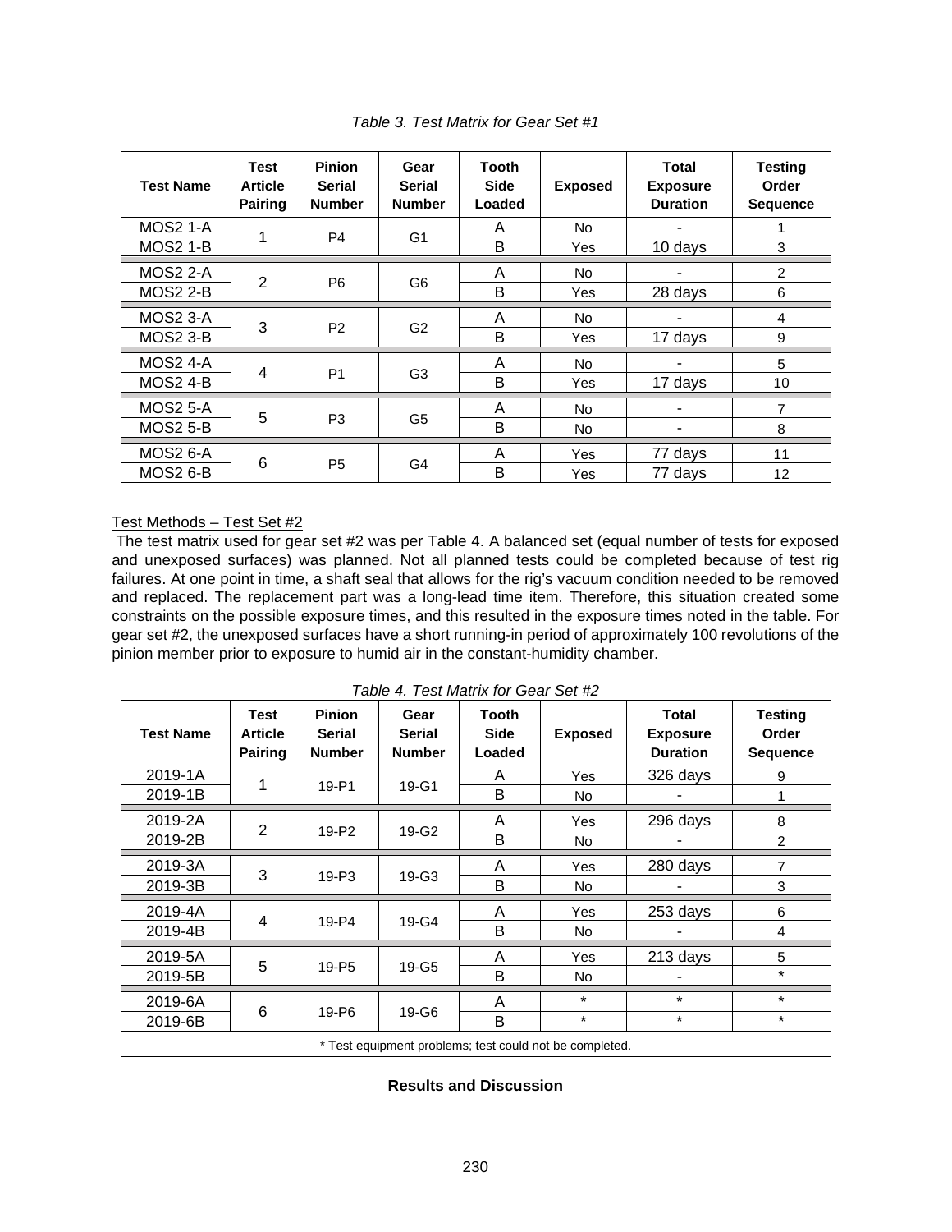*Table 3. Test Matrix for Gear Set #1*

| Test Name | Test Article Pairing | Pinion Serial Number | Gear Serial Number | Tooth Side Loaded | Exposed | Total Exposure Duration | Testing Order Sequence |
|---|---|---|---|---|---|---|---|
| MOS2 1-A | 1 | P4 | G1 | A | No | - | 1 |
| MOS2 1-B | | | | B | Yes | 10 days | 3 |
| MOS2 2-A | 2 | P6 | G6 | A | No | - | 2 |
| MOS2 2-B | | | | B | Yes | 28 days | 6 |
| MOS2 3-A | 3 | P2 | G2 | A | No | - | 4 |
| MOS2 3-B | | | | B | Yes | 17 days | 9 |
| MOS2 4-A | 4 | P1 | G3 | A | No | - | 5 |
| MOS2 4-B | | | | B | Yes | 17 days | 10 |
| MOS2 5-A | 5 | P3 | G5 | A | No | - | 7 |
| MOS2 5-B | | | | B | No | - | 8 |
| MOS2 6-A | 6 | P5 | G4 | A | Yes | 77 days | 11 |
| MOS2 6-B | | | | B | Yes | 77 days | 12 |

Test Methods – Test Set #2

The test matrix used for gear set #2 was per Table 4. A balanced set (equal number of tests for exposed and unexposed surfaces) was planned. Not all planned tests could be completed because of test rig failures. At one point in time, a shaft seal that allows for the rig's vacuum condition needed to be removed and replaced. The replacement part was a long-lead time item. Therefore, this situation created some constraints on the possible exposure times, and this resulted in the exposure times noted in the table. For gear set #2, the unexposed surfaces have a short running-in period of approximately 100 revolutions of the pinion member prior to exposure to humid air in the constant-humidity chamber.

*Table 4. Test Matrix for Gear Set #2*

| Test Name | Test Article Pairing | Pinion Serial Number | Gear Serial Number | Tooth Side Loaded | Exposed | Total Exposure Duration | Testing Order Sequence |
|---|---|---|---|---|---|---|---|
| 2019-1A | 1 | 19-P1 | 19-G1 | A | Yes | 326 days | 9 |
| 2019-1B | | | | B | No | - | 1 |
| 2019-2A | 2 | 19-P2 | 19-G2 | A | Yes | 296 days | 8 |
| 2019-2B | | | | B | No | - | 2 |
| 2019-3A | 3 | 19-P3 | 19-G3 | A | Yes | 280 days | 7 |
| 2019-3B | | | | B | No | - | 3 |
| 2019-4A | 4 | 19-P4 | 19-G4 | A | Yes | 253 days | 6 |
| 2019-4B | | | | B | No | - | 4 |
| 2019-5A | 5 | 19-P5 | 19-G5 | A | Yes | 213 days | 5 |
| 2019-5B | | | | B | No | - | * |
| 2019-6A | 6 | 19-P6 | 19-G6 | A | * | * | * |
| 2019-6B | | | | B | * | * | * |

* Test equipment problems; test could not be completed.

## Results and Discussion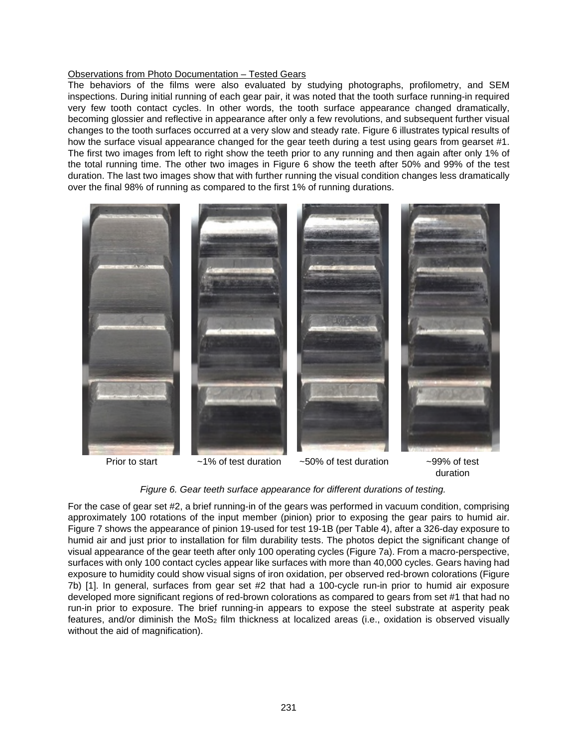Observations from Photo Documentation – Tested Gears

The behaviors of the films were also evaluated by studying photographs, profilometry, and SEM inspections. During initial running of each gear pair, it was noted that the tooth surface running-in required very few tooth contact cycles. In other words, the tooth surface appearance changed dramatically, becoming glossier and reflective in appearance after only a few revolutions, and subsequent further visual changes to the tooth surfaces occurred at a very slow and steady rate. Figure 6 illustrates typical results of how the surface visual appearance changed for the gear teeth during a test using gears from gearset #1. The first two images from left to right show the teeth prior to any running and then again after only 1% of the total running time. The other two images in Figure 6 show the teeth after 50% and 99% of the test duration. The last two images show that with further running the visual condition changes less dramatically over the final 98% of running as compared to the first 1% of running durations.

Prior to start ~1% of test duration ~50% of test duration ~99% of test duration

*Figure 6. Gear teeth surface appearance for different durations of testing.*

For the case of gear set #2, a brief running-in of the gears was performed in vacuum condition, comprising approximately 100 rotations of the input member (pinion) prior to exposing the gear pairs to humid air. Figure 7 shows the appearance of pinion 19-used for test 19-1B (per Table 4), after a 326-day exposure to humid air and just prior to installation for film durability tests. The photos depict the significant change of visual appearance of the gear teeth after only 100 operating cycles (Figure 7a). From a macro-perspective, surfaces with only 100 contact cycles appear like surfaces with more than 40,000 cycles. Gears having had exposure to humidity could show visual signs of iron oxidation, per observed red-brown colorations (Figure 7b) [1]. In general, surfaces from gear set #2 that had a 100-cycle run-in prior to humid air exposure developed more significant regions of red-brown colorations as compared to gears from set #1 that had no run-in prior to exposure. The brief running-in appears to expose the steel substrate at asperity peak features, and/or diminish the $MoS_2$ film thickness at localized areas (i.e., oxidation is observed visually without the aid of magnification).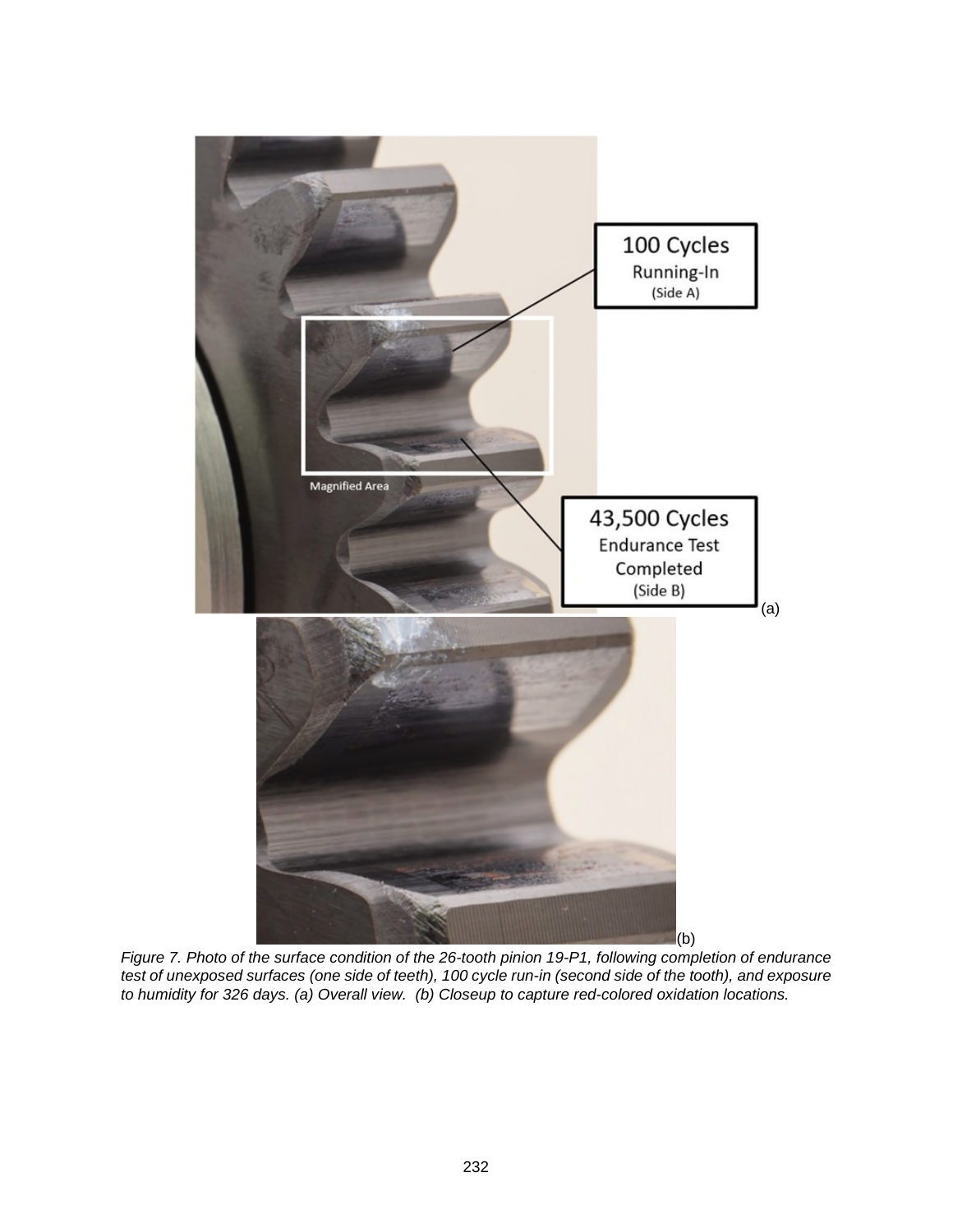*Figure 7. Photo of the surface condition of the 26-tooth pinion 19-P1, following completion of endurance test of unexposed surfaces (one side of teeth), 100 cycle run-in (second side of the tooth), and exposure to humidity for 326 days. (a) Overall view. (b) Closeup to capture red-colored oxidation locations.*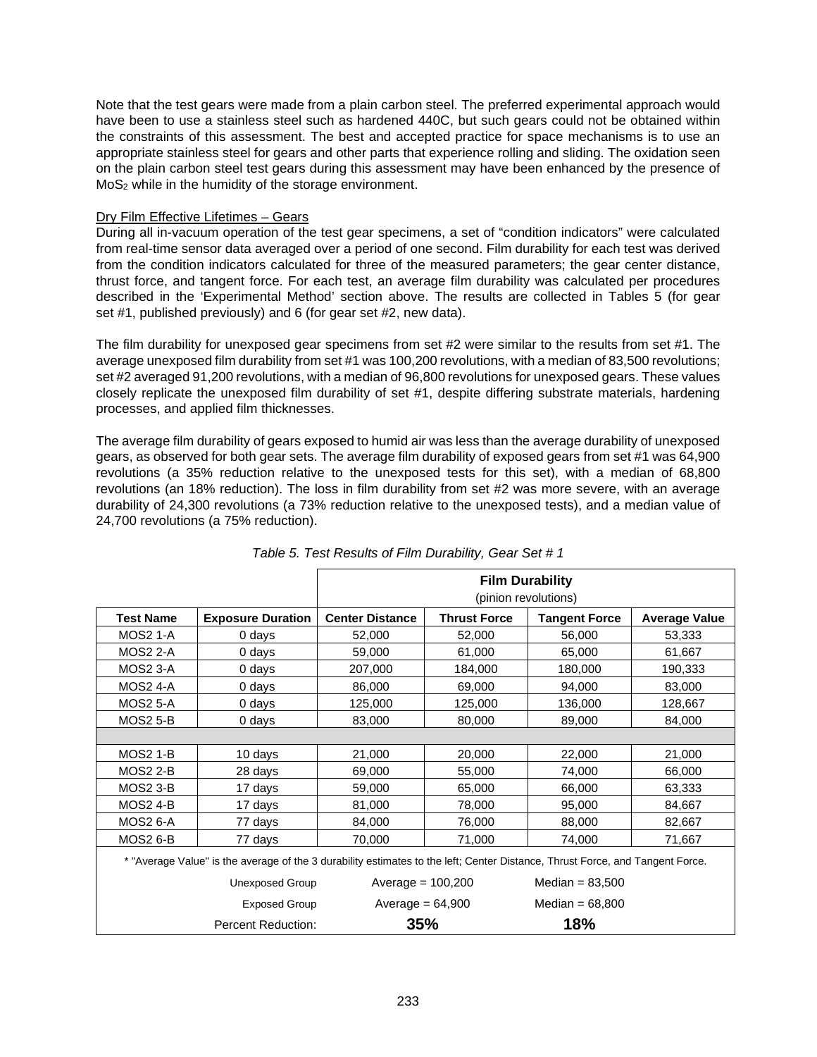Note that the test gears were made from a plain carbon steel. The preferred experimental approach would have been to use a stainless steel such as hardened 440C, but such gears could not be obtained within the constraints of this assessment. The best and accepted practice for space mechanisms is to use an appropriate stainless steel for gears and other parts that experience rolling and sliding. The oxidation seen on the plain carbon steel test gears during this assessment may have been enhanced by the presence of $MoS_2$ while in the humidity of the storage environment.

Dry Film Effective Lifetimes – Gears

During all in-vacuum operation of the test gear specimens, a set of "condition indicators" were calculated from real-time sensor data averaged over a period of one second. Film durability for each test was derived from the condition indicators calculated for three of the measured parameters; the gear center distance, thrust force, and tangent force. For each test, an average film durability was calculated per procedures described in the 'Experimental Method' section above. The results are collected in Tables 5 (for gear set #1, published previously) and 6 (for gear set #2, new data).

The film durability for unexposed gear specimens from set #2 were similar to the results from set #1. The average unexposed film durability from set #1 was 100,200 revolutions, with a median of 83,500 revolutions; set #2 averaged 91,200 revolutions, with a median of 96,800 revolutions for unexposed gears. These values closely replicate the unexposed film durability of set #1, despite differing substrate materials, hardening processes, and applied film thicknesses.

The average film durability of gears exposed to humid air was less than the average durability of unexposed gears, as observed for both gear sets. The average film durability of exposed gears from set #1 was 64,900 revolutions (a 35% reduction relative to the unexposed tests for this set), with a median of 68,800 revolutions (an 18% reduction). The loss in film durability from set #2 was more severe, with an average durability of 24,300 revolutions (a 73% reduction relative to the unexposed tests), and a median value of 24,700 revolutions (a 75% reduction).

*Table 5. Test Results of Film Durability, Gear Set # 1*

| | | Film Durability (pinion revolutions) | | | |
|---|---|---|---|---|---|
| **Test Name** | **Exposure Duration** | **Center Distance** | **Thrust Force** | **Tangent Force** | **Average Value** |
| MOS2 1-A | 0 days | 52,000 | 52,000 | 56,000 | 53,333 |
| MOS2 2-A | 0 days | 59,000 | 61,000 | 65,000 | 61,667 |
| MOS2 3-A | 0 days | 207,000 | 184,000 | 180,000 | 190,333 |
| MOS2 4-A | 0 days | 86,000 | 69,000 | 94,000 | 83,000 |
| MOS2 5-A | 0 days | 125,000 | 125,000 | 136,000 | 128,667 |
| MOS2 5-B | 0 days | 83,000 | 80,000 | 89,000 | 84,000 |
| | | | | | |
| MOS2 1-B | 10 days | 21,000 | 20,000 | 22,000 | 21,000 |
| MOS2 2-B | 28 days | 69,000 | 55,000 | 74,000 | 66,000 |
| MOS2 3-B | 17 days | 59,000 | 65,000 | 66,000 | 63,333 |
| MOS2 4-B | 17 days | 81,000 | 78,000 | 95,000 | 84,667 |
| MOS2 6-A | 77 days | 84,000 | 76,000 | 88,000 | 82,667 |
| MOS2 6-B | 77 days | 70,000 | 71,000 | 74,000 | 71,667 |

\* "Average Value" is the average of the 3 durability estimates to the left; Center Distance, Thrust Force, and Tangent Force.

| | | |
|---|---|---|
| Unexposed Group | Average = 100,200 | Median = 83,500 |
| Exposed Group | Average = 64,900 | Median = 68,800 |
| Percent Reduction: | **35%** | **18%** |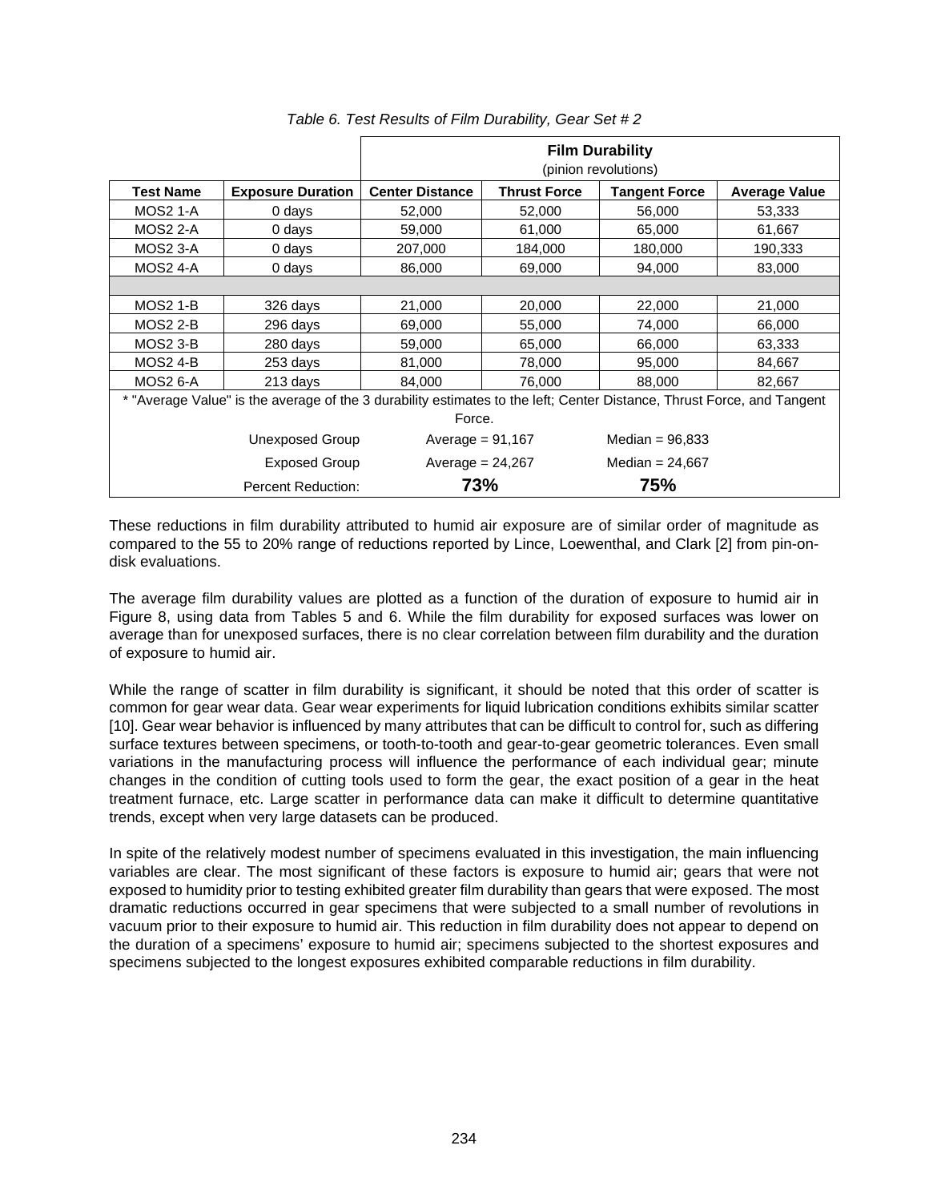*Table 6. Test Results of Film Durability, Gear Set # 2*

| | | Film Durability (pinion revolutions) | | | |
|---|---|---|---|---|---|
| **Test Name** | **Exposure Duration** | **Center Distance** | **Thrust Force** | **Tangent Force** | **Average Value** |
| MOS2 1-A | 0 days | 52,000 | 52,000 | 56,000 | 53,333 |
| MOS2 2-A | 0 days | 59,000 | 61,000 | 65,000 | 61,667 |
| MOS2 3-A | 0 days | 207,000 | 184,000 | 180,000 | 190,333 |
| MOS2 4-A | 0 days | 86,000 | 69,000 | 94,000 | 83,000 |
| | | | | | |
| MOS2 1-B | 326 days | 21,000 | 20,000 | 22,000 | 21,000 |
| MOS2 2-B | 296 days | 69,000 | 55,000 | 74,000 | 66,000 |
| MOS2 3-B | 280 days | 59,000 | 65,000 | 66,000 | 63,333 |
| MOS2 4-B | 253 days | 81,000 | 78,000 | 95,000 | 84,667 |
| MOS2 6-A | 213 days | 84,000 | 76,000 | 88,000 | 82,667 |

* "Average Value" is the average of the 3 durability estimates to the left; Center Distance, Thrust Force, and Tangent Force.

| | | |
|---|---|---|
| Unexposed Group | Average = 91,167 | Median = 96,833 |
| Exposed Group | Average = 24,267 | Median = 24,667 |
| Percent Reduction: | **73%** | **75%** |

These reductions in film durability attributed to humid air exposure are of similar order of magnitude as compared to the 55 to 20% range of reductions reported by Lince, Loewenthal, and Clark [2] from pin-on-disk evaluations.

The average film durability values are plotted as a function of the duration of exposure to humid air in Figure 8, using data from Tables 5 and 6. While the film durability for exposed surfaces was lower on average than for unexposed surfaces, there is no clear correlation between film durability and the duration of exposure to humid air.

While the range of scatter in film durability is significant, it should be noted that this order of scatter is common for gear wear data. Gear wear experiments for liquid lubrication conditions exhibits similar scatter [10]. Gear wear behavior is influenced by many attributes that can be difficult to control for, such as differing surface textures between specimens, or tooth-to-tooth and gear-to-gear geometric tolerances. Even small variations in the manufacturing process will influence the performance of each individual gear; minute changes in the condition of cutting tools used to form the gear, the exact position of a gear in the heat treatment furnace, etc. Large scatter in performance data can make it difficult to determine quantitative trends, except when very large datasets can be produced.

In spite of the relatively modest number of specimens evaluated in this investigation, the main influencing variables are clear. The most significant of these factors is exposure to humid air; gears that were not exposed to humidity prior to testing exhibited greater film durability than gears that were exposed. The most dramatic reductions occurred in gear specimens that were subjected to a small number of revolutions in vacuum prior to their exposure to humid air. This reduction in film durability does not appear to depend on the duration of a specimens' exposure to humid air; specimens subjected to the shortest exposures and specimens subjected to the longest exposures exhibited comparable reductions in film durability.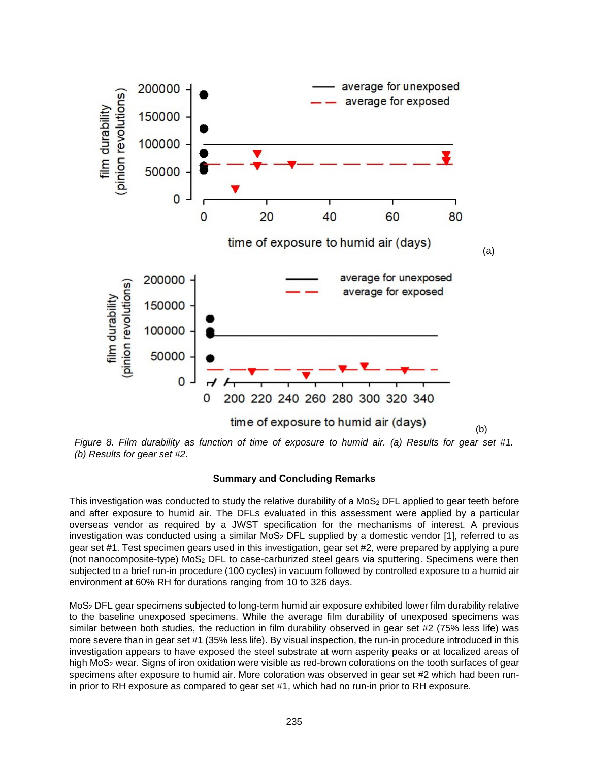*Figure 8. Film durability as function of time of exposure to humid air. (a) Results for gear set #1. (b) Results for gear set #2.*

## Summary and Concluding Remarks

This investigation was conducted to study the relative durability of a $MoS_2$ DFL applied to gear teeth before and after exposure to humid air. The DFLs evaluated in this assessment were applied by a particular overseas vendor as required by a JWST specification for the mechanisms of interest. A previous investigation was conducted using a similar $MoS_2$ DFL supplied by a domestic vendor [1], referred to as gear set #1. Test specimen gears used in this investigation, gear set #2, were prepared by applying a pure (not nanocomposite-type) $MoS_2$ DFL to case-carburized steel gears via sputtering. Specimens were then subjected to a brief run-in procedure (100 cycles) in vacuum followed by controlled exposure to a humid air environment at 60% RH for durations ranging from 10 to 326 days.

$MoS_2$ DFL gear specimens subjected to long-term humid air exposure exhibited lower film durability relative to the baseline unexposed specimens. While the average film durability of unexposed specimens was similar between both studies, the reduction in film durability observed in gear set #2 (75% less life) was more severe than in gear set #1 (35% less life). By visual inspection, the run-in procedure introduced in this investigation appears to have exposed the steel substrate at worn asperity peaks or at localized areas of high $MoS_2$ wear. Signs of iron oxidation were visible as red-brown colorations on the tooth surfaces of gear specimens after exposure to humid air. More coloration was observed in gear set #2 which had been run-in prior to RH exposure as compared to gear set #1, which had no run-in prior to RH exposure.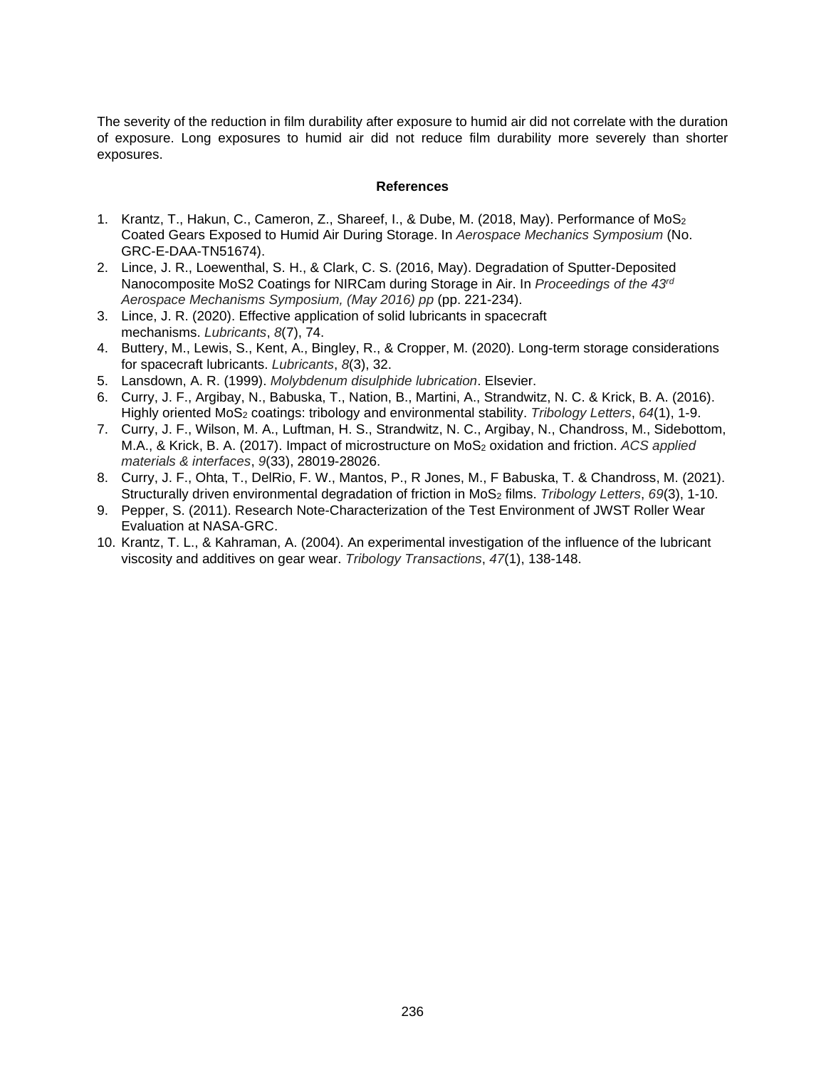The severity of the reduction in film durability after exposure to humid air did not correlate with the duration of exposure. Long exposures to humid air did not reduce film durability more severely than shorter exposures.

### References

1. Krantz, T., Hakun, C., Cameron, Z., Shareef, I., & Dube, M. (2018, May). Performance of $MoS_2$ Coated Gears Exposed to Humid Air During Storage. In *Aerospace Mechanics Symposium* (No. GRC-E-DAA-TN51674).
2. Lince, J. R., Loewenthal, S. H., & Clark, C. S. (2016, May). Degradation of Sputter-Deposited Nanocomposite MoS2 Coatings for NIRCam during Storage in Air. In *Proceedings of the 43rd Aerospace Mechanisms Symposium, (May 2016) pp* (pp. 221-234).
3. Lince, J. R. (2020). Effective application of solid lubricants in spacecraft mechanisms. *Lubricants*, *8*(7), 74.
4. Buttery, M., Lewis, S., Kent, A., Bingley, R., & Cropper, M. (2020). Long-term storage considerations for spacecraft lubricants. *Lubricants*, *8*(3), 32.
5. Lansdown, A. R. (1999). *Molybdenum disulphide lubrication*. Elsevier.
6. Curry, J. F., Argibay, N., Babuska, T., Nation, B., Martini, A., Strandwitz, N. C. & Krick, B. A. (2016). Highly oriented $MoS_2$ coatings: tribology and environmental stability. *Tribology Letters*, *64*(1), 1-9.
7. Curry, J. F., Wilson, M. A., Luftman, H. S., Strandwitz, N. C., Argibay, N., Chandross, M., Sidebottom, M.A., & Krick, B. A. (2017). Impact of microstructure on $MoS_2$ oxidation and friction. *ACS applied materials & interfaces*, *9*(33), 28019-28026.
8. Curry, J. F., Ohta, T., DelRio, F. W., Mantos, P., R Jones, M., F Babuska, T. & Chandross, M. (2021). Structurally driven environmental degradation of friction in $MoS_2$ films. *Tribology Letters*, *69*(3), 1-10.
9. Pepper, S. (2011). Research Note-Characterization of the Test Environment of JWST Roller Wear Evaluation at NASA-GRC.
10. Krantz, T. L., & Kahraman, A. (2004). An experimental investigation of the influence of the lubricant viscosity and additives on gear wear. *Tribology Transactions*, *47*(1), 138-148.